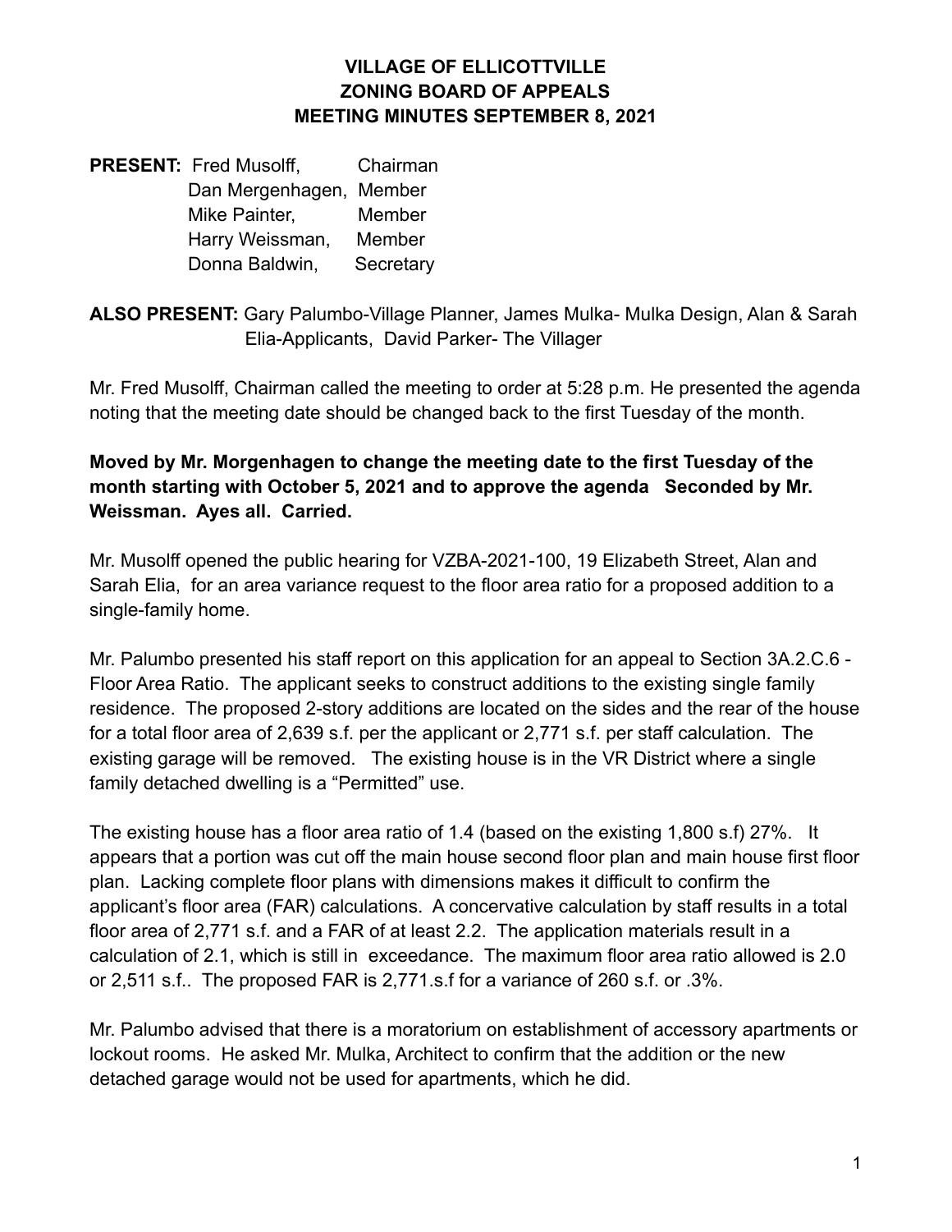# VILLAGE OF ELLICOTTVILLE
# ZONING BOARD OF APPEALS
# MEETING MINUTES SEPTEMBER 8, 2021

**PRESENT:** Fred Musolff, Chairman
Dan Mergenhagen, Member
Mike Painter, Member
Harry Weissman, Member
Donna Baldwin, Secretary

**ALSO PRESENT:** Gary Palumbo-Village Planner, James Mulka- Mulka Design, Alan & Sarah Elia-Applicants, David Parker- The Villager

Mr. Fred Musolff, Chairman called the meeting to order at 5:28 p.m. He presented the agenda noting that the meeting date should be changed back to the first Tuesday of the month.

**Moved by Mr. Morgenhagen to change the meeting date to the first Tuesday of the month starting with October 5, 2021 and to approve the agenda Seconded by Mr. Weissman. Ayes all. Carried.**

Mr. Musolff opened the public hearing for VZBA-2021-100, 19 Elizabeth Street, Alan and Sarah Elia, for an area variance request to the floor area ratio for a proposed addition to a single-family home.

Mr. Palumbo presented his staff report on this application for an appeal to Section 3A.2.C.6 - Floor Area Ratio. The applicant seeks to construct additions to the existing single family residence. The proposed 2-story additions are located on the sides and the rear of the house for a total floor area of 2,639 s.f. per the applicant or 2,771 s.f. per staff calculation. The existing garage will be removed. The existing house is in the VR District where a single family detached dwelling is a "Permitted" use.

The existing house has a floor area ratio of 1.4 (based on the existing 1,800 s.f) 27%. It appears that a portion was cut off the main house second floor plan and main house first floor plan. Lacking complete floor plans with dimensions makes it difficult to confirm the applicant's floor area (FAR) calculations. A concervative calculation by staff results in a total floor area of 2,771 s.f. and a FAR of at least 2.2. The application materials result in a calculation of 2.1, which is still in exceedance. The maximum floor area ratio allowed is 2.0 or 2,511 s.f.. The proposed FAR is 2,771.s.f for a variance of 260 s.f. or .3%.

Mr. Palumbo advised that there is a moratorium on establishment of accessory apartments or lockout rooms. He asked Mr. Mulka, Architect to confirm that the addition or the new detached garage would not be used for apartments, which he did.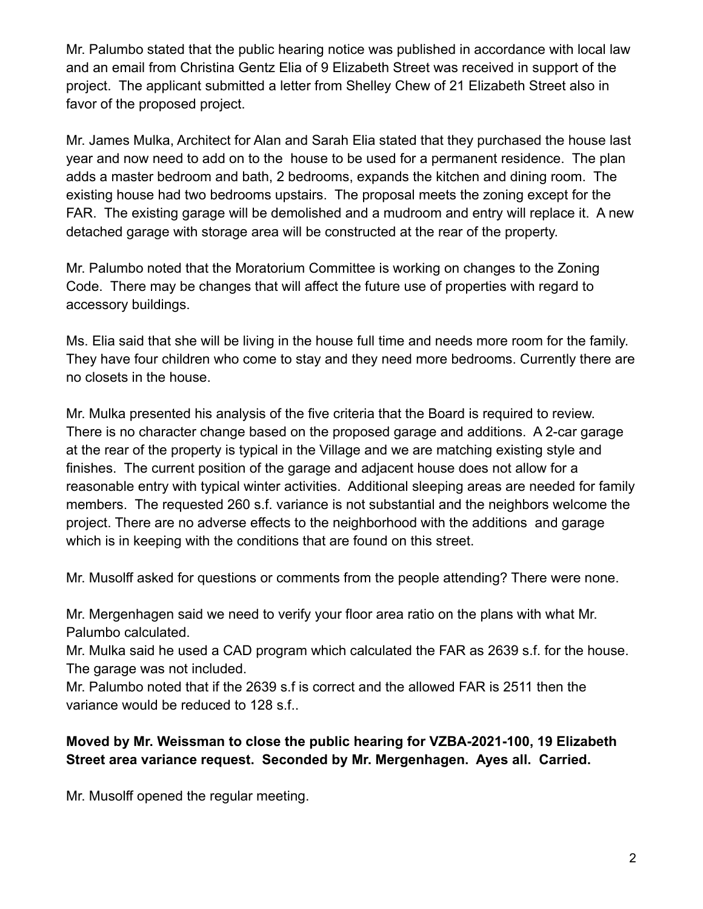Mr. Palumbo stated that the public hearing notice was published in accordance with local law and an email from Christina Gentz Elia of 9 Elizabeth Street was received in support of the project. The applicant submitted a letter from Shelley Chew of 21 Elizabeth Street also in favor of the proposed project.

Mr. James Mulka, Architect for Alan and Sarah Elia stated that they purchased the house last year and now need to add on to the house to be used for a permanent residence. The plan adds a master bedroom and bath, 2 bedrooms, expands the kitchen and dining room. The existing house had two bedrooms upstairs. The proposal meets the zoning except for the FAR. The existing garage will be demolished and a mudroom and entry will replace it. A new detached garage with storage area will be constructed at the rear of the property.

Mr. Palumbo noted that the Moratorium Committee is working on changes to the Zoning Code. There may be changes that will affect the future use of properties with regard to accessory buildings.

Ms. Elia said that she will be living in the house full time and needs more room for the family. They have four children who come to stay and they need more bedrooms. Currently there are no closets in the house.

Mr. Mulka presented his analysis of the five criteria that the Board is required to review. There is no character change based on the proposed garage and additions. A 2-car garage at the rear of the property is typical in the Village and we are matching existing style and finishes. The current position of the garage and adjacent house does not allow for a reasonable entry with typical winter activities. Additional sleeping areas are needed for family members. The requested 260 s.f. variance is not substantial and the neighbors welcome the project. There are no adverse effects to the neighborhood with the additions and garage which is in keeping with the conditions that are found on this street.

Mr. Musolff asked for questions or comments from the people attending? There were none.

Mr. Mergenhagen said we need to verify your floor area ratio on the plans with what Mr. Palumbo calculated.
Mr. Mulka said he used a CAD program which calculated the FAR as 2639 s.f. for the house. The garage was not included.
Mr. Palumbo noted that if the 2639 s.f is correct and the allowed FAR is 2511 then the variance would be reduced to 128 s.f..

**Moved by Mr. Weissman to close the public hearing for VZBA-2021-100, 19 Elizabeth Street area variance request. Seconded by Mr. Mergenhagen. Ayes all. Carried.**

Mr. Musolff opened the regular meeting.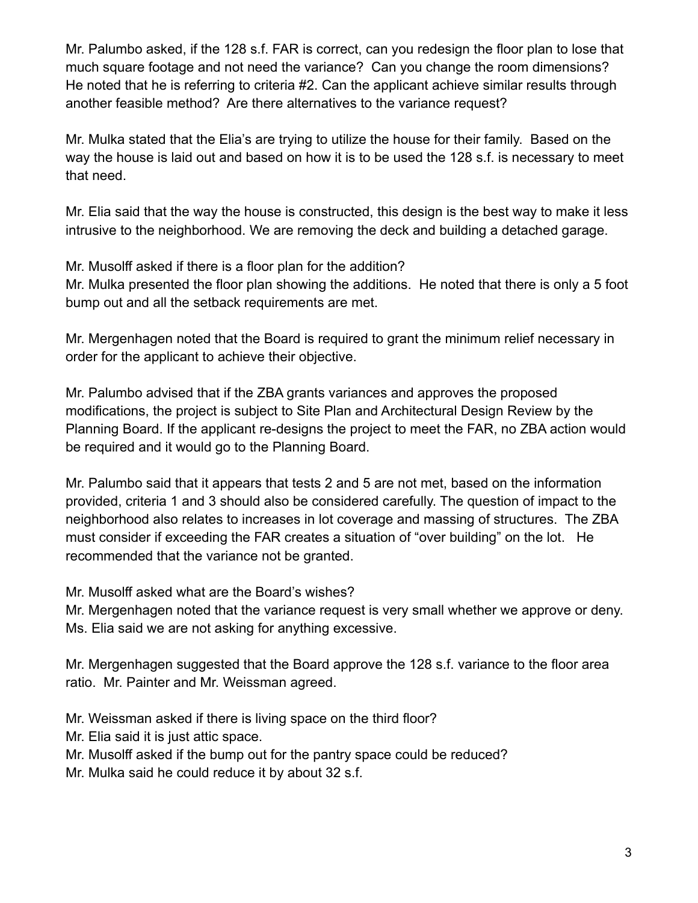Mr. Palumbo asked, if the 128 s.f. FAR is correct, can you redesign the floor plan to lose that much square footage and not need the variance? Can you change the room dimensions? He noted that he is referring to criteria #2. Can the applicant achieve similar results through another feasible method? Are there alternatives to the variance request?

Mr. Mulka stated that the Elia's are trying to utilize the house for their family. Based on the way the house is laid out and based on how it is to be used the 128 s.f. is necessary to meet that need.

Mr. Elia said that the way the house is constructed, this design is the best way to make it less intrusive to the neighborhood. We are removing the deck and building a detached garage.

Mr. Musolff asked if there is a floor plan for the addition?
Mr. Mulka presented the floor plan showing the additions. He noted that there is only a 5 foot bump out and all the setback requirements are met.

Mr. Mergenhagen noted that the Board is required to grant the minimum relief necessary in order for the applicant to achieve their objective.

Mr. Palumbo advised that if the ZBA grants variances and approves the proposed modifications, the project is subject to Site Plan and Architectural Design Review by the Planning Board. If the applicant re-designs the project to meet the FAR, no ZBA action would be required and it would go to the Planning Board.

Mr. Palumbo said that it appears that tests 2 and 5 are not met, based on the information provided, criteria 1 and 3 should also be considered carefully. The question of impact to the neighborhood also relates to increases in lot coverage and massing of structures. The ZBA must consider if exceeding the FAR creates a situation of "over building" on the lot. He recommended that the variance not be granted.

Mr. Musolff asked what are the Board's wishes?
Mr. Mergenhagen noted that the variance request is very small whether we approve or deny.
Ms. Elia said we are not asking for anything excessive.

Mr. Mergenhagen suggested that the Board approve the 128 s.f. variance to the floor area ratio. Mr. Painter and Mr. Weissman agreed.

Mr. Weissman asked if there is living space on the third floor?
Mr. Elia said it is just attic space.
Mr. Musolff asked if the bump out for the pantry space could be reduced?
Mr. Mulka said he could reduce it by about 32 s.f.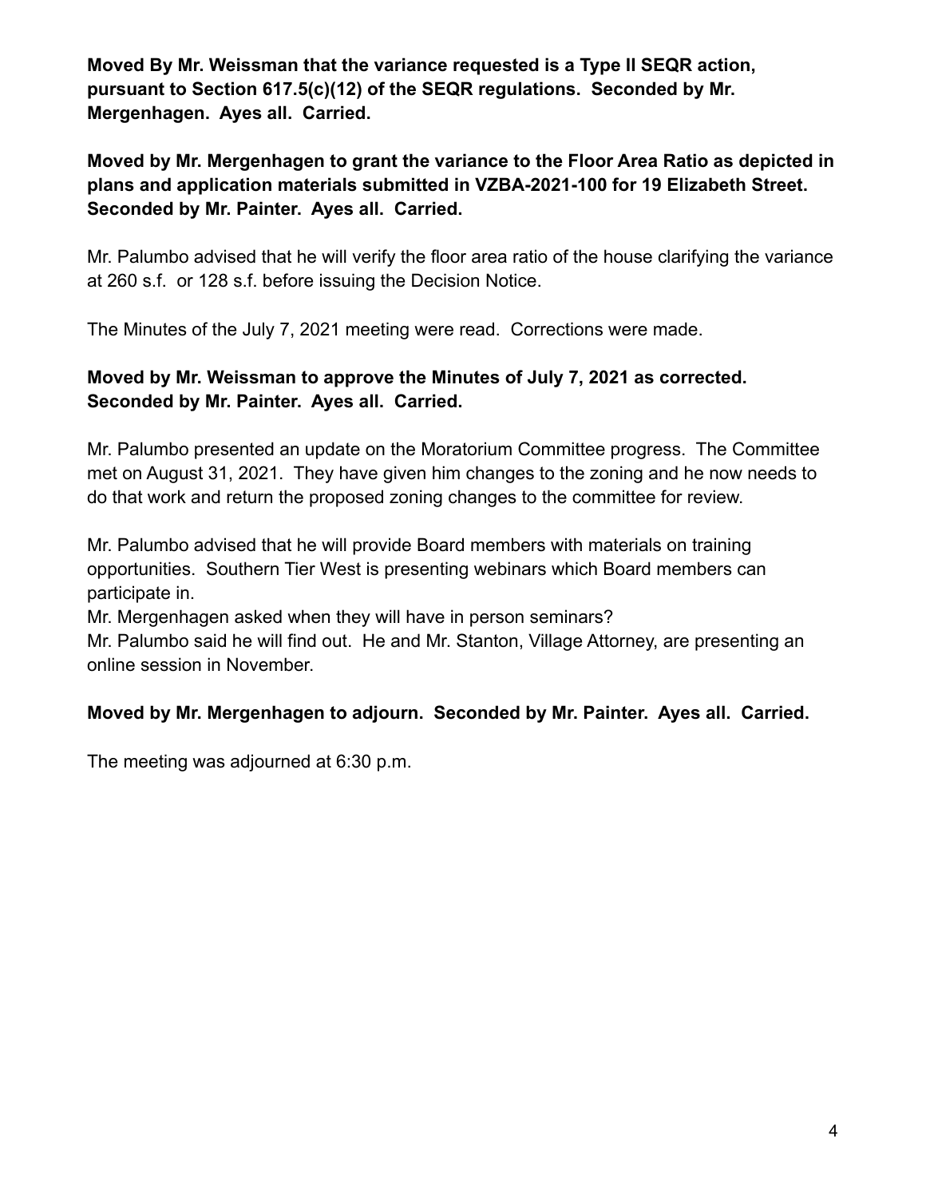**Moved By Mr. Weissman that the variance requested is a Type II SEQR action, pursuant to Section 617.5(c)(12) of the SEQR regulations. Seconded by Mr. Mergenhagen. Ayes all. Carried.**

**Moved by Mr. Mergenhagen to grant the variance to the Floor Area Ratio as depicted in plans and application materials submitted in VZBA-2021-100 for 19 Elizabeth Street. Seconded by Mr. Painter. Ayes all. Carried.**

Mr. Palumbo advised that he will verify the floor area ratio of the house clarifying the variance at 260 s.f. or 128 s.f. before issuing the Decision Notice.

The Minutes of the July 7, 2021 meeting were read. Corrections were made.

**Moved by Mr. Weissman to approve the Minutes of July 7, 2021 as corrected. Seconded by Mr. Painter. Ayes all. Carried.**

Mr. Palumbo presented an update on the Moratorium Committee progress. The Committee met on August 31, 2021. They have given him changes to the zoning and he now needs to do that work and return the proposed zoning changes to the committee for review.

Mr. Palumbo advised that he will provide Board members with materials on training opportunities. Southern Tier West is presenting webinars which Board members can participate in.
Mr. Mergenhagen asked when they will have in person seminars?
Mr. Palumbo said he will find out. He and Mr. Stanton, Village Attorney, are presenting an online session in November.

**Moved by Mr. Mergenhagen to adjourn. Seconded by Mr. Painter. Ayes all. Carried.**

The meeting was adjourned at 6:30 p.m.